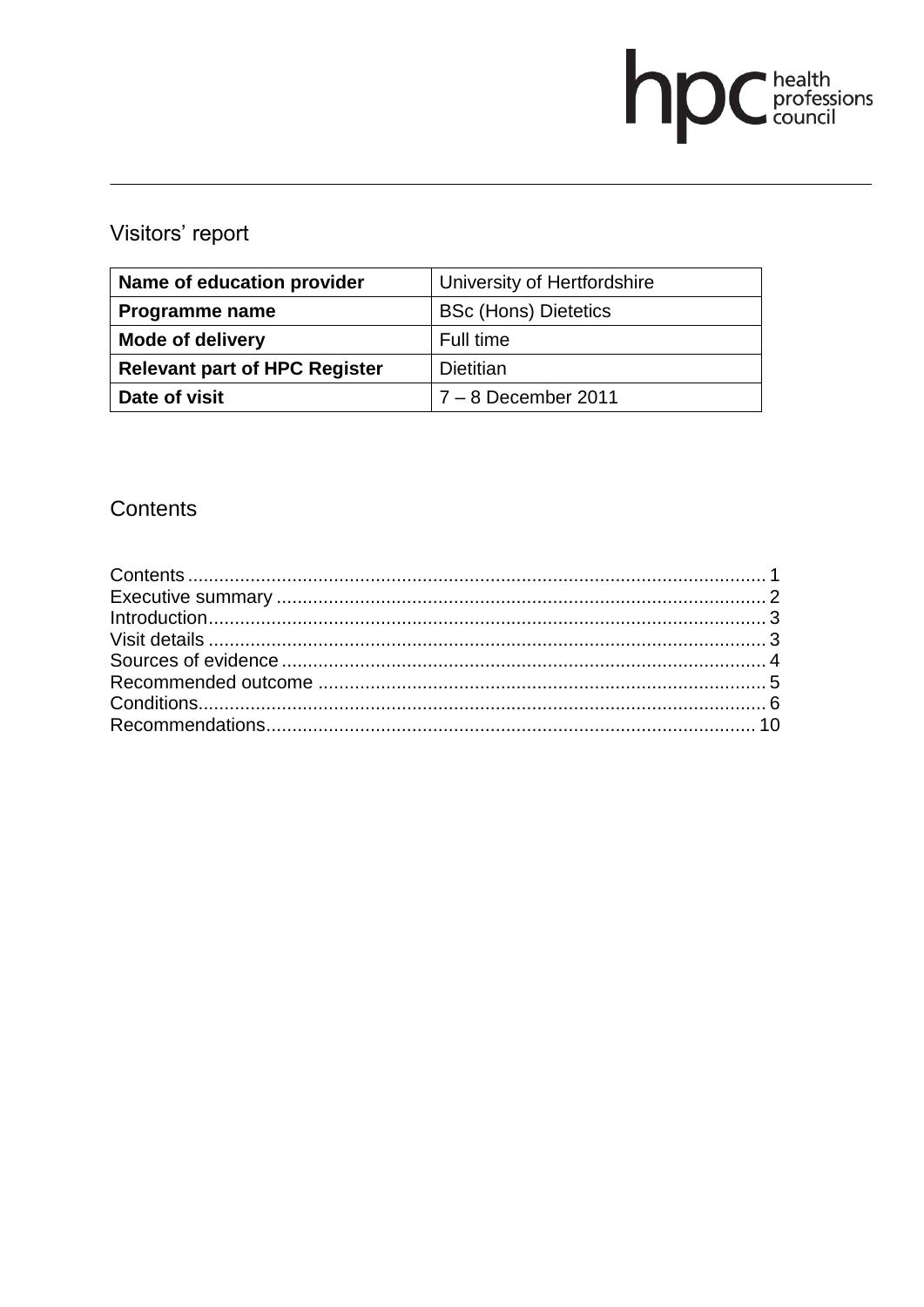hpc health professions council

## Visitors' report

| Name of education provider | University of Hertfordshire |
|---|---|
| Programme name | BSc (Hons) Dietetics |
| Mode of delivery | Full time |
| Relevant part of HPC Register | Dietitian |
| Date of visit | 7 – 8 December 2011 |

## Contents

Contents ........................................ 1
Executive summary ........................................ 2
Introduction ........................................ 3
Visit details ........................................ 3
Sources of evidence ........................................ 4
Recommended outcome ........................................ 5
Conditions ........................................ 6
Recommendations ........................................ 10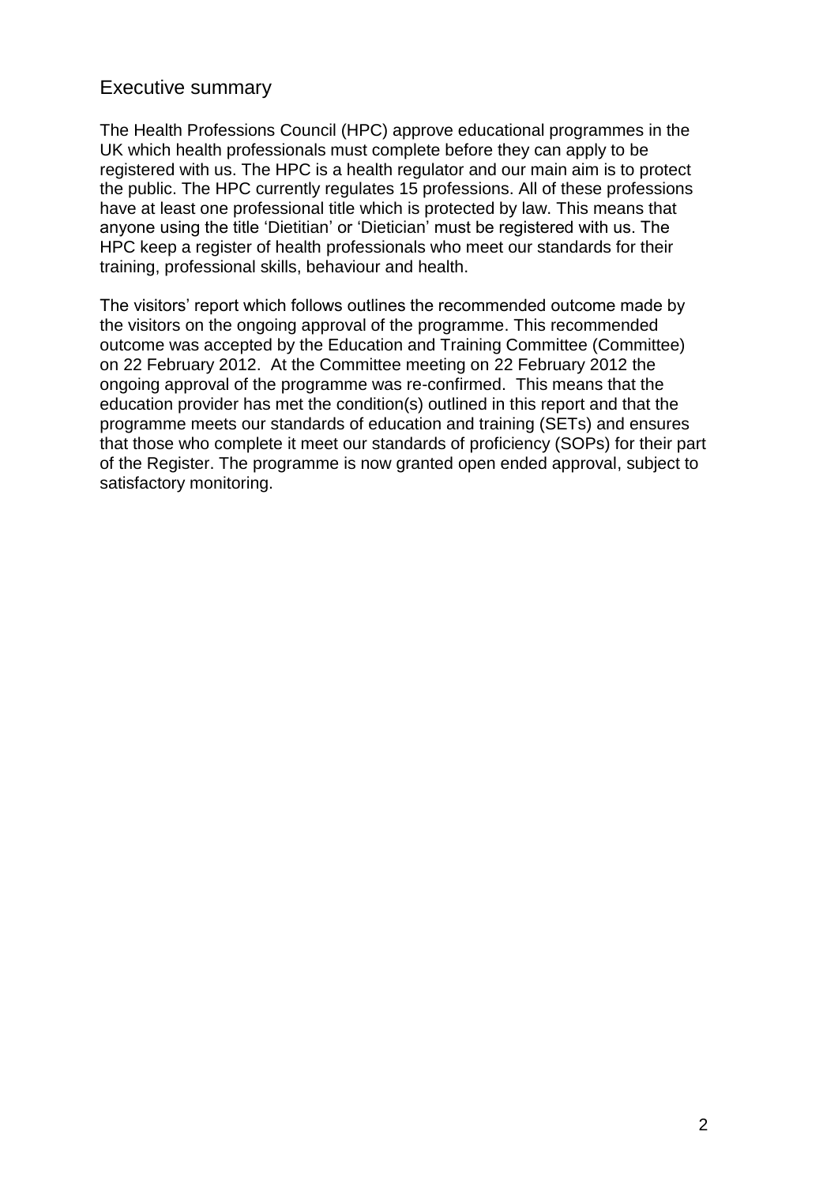## Executive summary

The Health Professions Council (HPC) approve educational programmes in the UK which health professionals must complete before they can apply to be registered with us. The HPC is a health regulator and our main aim is to protect the public. The HPC currently regulates 15 professions. All of these professions have at least one professional title which is protected by law. This means that anyone using the title 'Dietitian' or 'Dietician' must be registered with us. The HPC keep a register of health professionals who meet our standards for their training, professional skills, behaviour and health.

The visitors' report which follows outlines the recommended outcome made by the visitors on the ongoing approval of the programme. This recommended outcome was accepted by the Education and Training Committee (Committee) on 22 February 2012. At the Committee meeting on 22 February 2012 the ongoing approval of the programme was re-confirmed. This means that the education provider has met the condition(s) outlined in this report and that the programme meets our standards of education and training (SETs) and ensures that those who complete it meet our standards of proficiency (SOPs) for their part of the Register. The programme is now granted open ended approval, subject to satisfactory monitoring.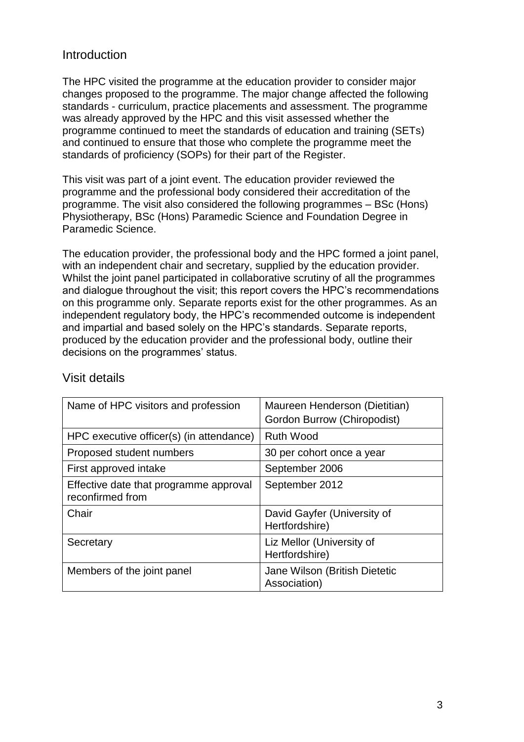## Introduction

The HPC visited the programme at the education provider to consider major changes proposed to the programme. The major change affected the following standards - curriculum, practice placements and assessment. The programme was already approved by the HPC and this visit assessed whether the programme continued to meet the standards of education and training (SETs) and continued to ensure that those who complete the programme meet the standards of proficiency (SOPs) for their part of the Register.

This visit was part of a joint event. The education provider reviewed the programme and the professional body considered their accreditation of the programme. The visit also considered the following programmes – BSc (Hons) Physiotherapy, BSc (Hons) Paramedic Science and Foundation Degree in Paramedic Science.

The education provider, the professional body and the HPC formed a joint panel, with an independent chair and secretary, supplied by the education provider. Whilst the joint panel participated in collaborative scrutiny of all the programmes and dialogue throughout the visit; this report covers the HPC's recommendations on this programme only. Separate reports exist for the other programmes. As an independent regulatory body, the HPC's recommended outcome is independent and impartial and based solely on the HPC's standards. Separate reports, produced by the education provider and the professional body, outline their decisions on the programmes' status.

## Visit details

| | |
|---|---|
| Name of HPC visitors and profession | Maureen Henderson (Dietitian)<br>Gordon Burrow (Chiropodist) |
| HPC executive officer(s) (in attendance) | Ruth Wood |
| Proposed student numbers | 30 per cohort once a year |
| First approved intake | September 2006 |
| Effective date that programme approval reconfirmed from | September 2012 |
| Chair | David Gayfer (University of Hertfordshire) |
| Secretary | Liz Mellor (University of Hertfordshire) |
| Members of the joint panel | Jane Wilson (British Dietetic Association) |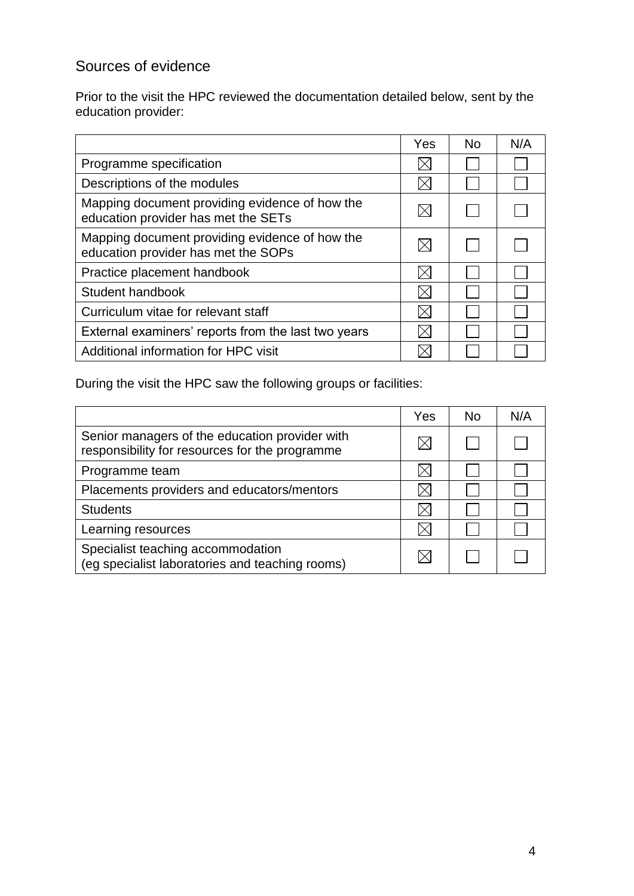## Sources of evidence

Prior to the visit the HPC reviewed the documentation detailed below, sent by the education provider:

| | Yes | No | N/A |
|---|---|---|---|
| Programme specification | ☒ | ☐ | ☐ |
| Descriptions of the modules | ☒ | ☐ | ☐ |
| Mapping document providing evidence of how the education provider has met the SETs | ☒ | ☐ | ☐ |
| Mapping document providing evidence of how the education provider has met the SOPs | ☒ | ☐ | ☐ |
| Practice placement handbook | ☒ | ☐ | ☐ |
| Student handbook | ☒ | ☐ | ☐ |
| Curriculum vitae for relevant staff | ☒ | ☐ | ☐ |
| External examiners' reports from the last two years | ☒ | ☐ | ☐ |
| Additional information for HPC visit | ☒ | ☐ | ☐ |

During the visit the HPC saw the following groups or facilities:

| | Yes | No | N/A |
|---|---|---|---|
| Senior managers of the education provider with responsibility for resources for the programme | ☒ | ☐ | ☐ |
| Programme team | ☒ | ☐ | ☐ |
| Placements providers and educators/mentors | ☒ | ☐ | ☐ |
| Students | ☒ | ☐ | ☐ |
| Learning resources | ☒ | ☐ | ☐ |
| Specialist teaching accommodation (eg specialist laboratories and teaching rooms) | ☒ | ☐ | ☐ |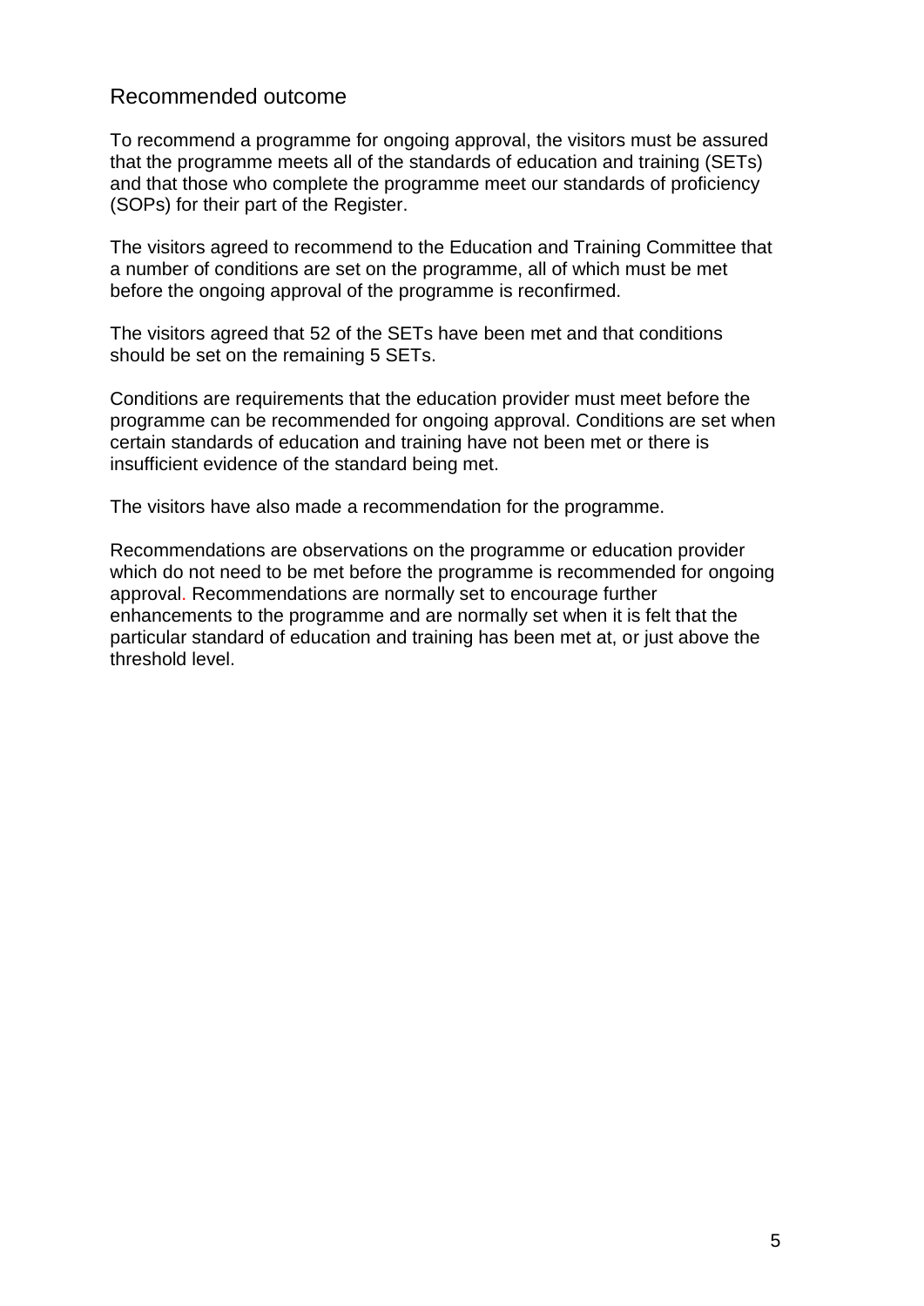## Recommended outcome

To recommend a programme for ongoing approval, the visitors must be assured that the programme meets all of the standards of education and training (SETs) and that those who complete the programme meet our standards of proficiency (SOPs) for their part of the Register.

The visitors agreed to recommend to the Education and Training Committee that a number of conditions are set on the programme, all of which must be met before the ongoing approval of the programme is reconfirmed.

The visitors agreed that 52 of the SETs have been met and that conditions should be set on the remaining 5 SETs.

Conditions are requirements that the education provider must meet before the programme can be recommended for ongoing approval. Conditions are set when certain standards of education and training have not been met or there is insufficient evidence of the standard being met.

The visitors have also made a recommendation for the programme.

Recommendations are observations on the programme or education provider which do not need to be met before the programme is recommended for ongoing approval. Recommendations are normally set to encourage further enhancements to the programme and are normally set when it is felt that the particular standard of education and training has been met at, or just above the threshold level.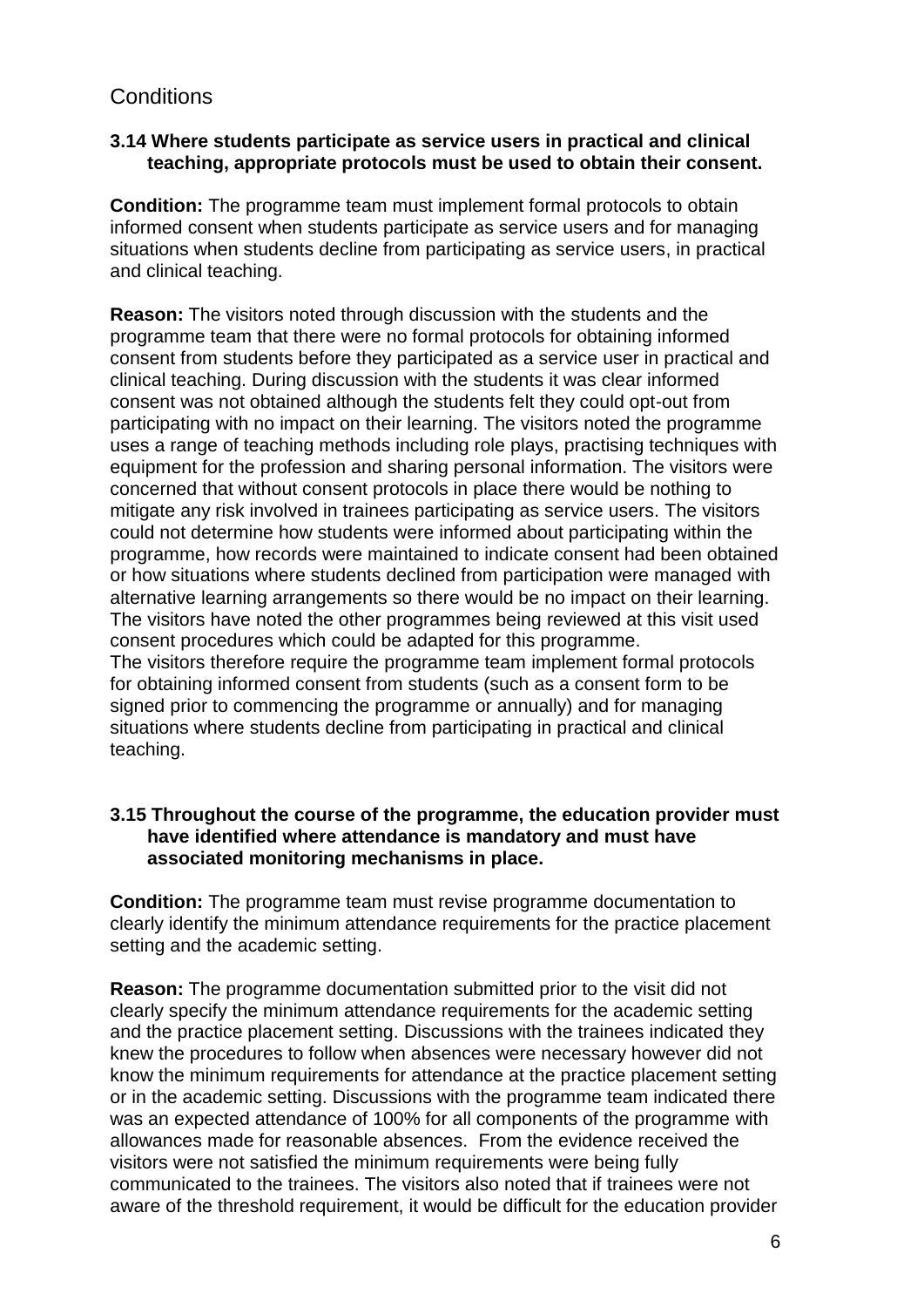## Conditions

**3.14 Where students participate as service users in practical and clinical teaching, appropriate protocols must be used to obtain their consent.**

**Condition:** The programme team must implement formal protocols to obtain informed consent when students participate as service users and for managing situations when students decline from participating as service users, in practical and clinical teaching.

**Reason:** The visitors noted through discussion with the students and the programme team that there were no formal protocols for obtaining informed consent from students before they participated as a service user in practical and clinical teaching. During discussion with the students it was clear informed consent was not obtained although the students felt they could opt-out from participating with no impact on their learning. The visitors noted the programme uses a range of teaching methods including role plays, practising techniques with equipment for the profession and sharing personal information. The visitors were concerned that without consent protocols in place there would be nothing to mitigate any risk involved in trainees participating as service users. The visitors could not determine how students were informed about participating within the programme, how records were maintained to indicate consent had been obtained or how situations where students declined from participation were managed with alternative learning arrangements so there would be no impact on their learning. The visitors have noted the other programmes being reviewed at this visit used consent procedures which could be adapted for this programme.
The visitors therefore require the programme team implement formal protocols for obtaining informed consent from students (such as a consent form to be signed prior to commencing the programme or annually) and for managing situations where students decline from participating in practical and clinical teaching.

**3.15 Throughout the course of the programme, the education provider must have identified where attendance is mandatory and must have associated monitoring mechanisms in place.**

**Condition:** The programme team must revise programme documentation to clearly identify the minimum attendance requirements for the practice placement setting and the academic setting.

**Reason:** The programme documentation submitted prior to the visit did not clearly specify the minimum attendance requirements for the academic setting and the practice placement setting. Discussions with the trainees indicated they knew the procedures to follow when absences were necessary however did not know the minimum requirements for attendance at the practice placement setting or in the academic setting. Discussions with the programme team indicated there was an expected attendance of 100% for all components of the programme with allowances made for reasonable absences. From the evidence received the visitors were not satisfied the minimum requirements were being fully communicated to the trainees. The visitors also noted that if trainees were not aware of the threshold requirement, it would be difficult for the education provider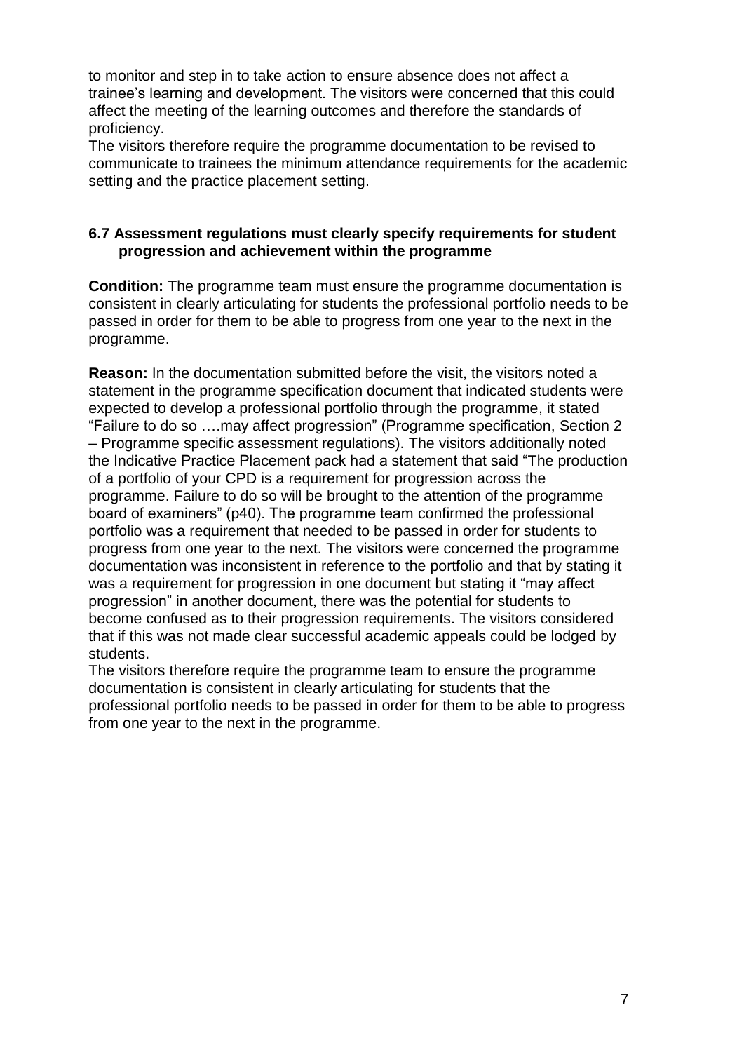to monitor and step in to take action to ensure absence does not affect a trainee's learning and development. The visitors were concerned that this could affect the meeting of the learning outcomes and therefore the standards of proficiency.

The visitors therefore require the programme documentation to be revised to communicate to trainees the minimum attendance requirements for the academic setting and the practice placement setting.

**6.7 Assessment regulations must clearly specify requirements for student progression and achievement within the programme**

**Condition:** The programme team must ensure the programme documentation is consistent in clearly articulating for students the professional portfolio needs to be passed in order for them to be able to progress from one year to the next in the programme.

**Reason:** In the documentation submitted before the visit, the visitors noted a statement in the programme specification document that indicated students were expected to develop a professional portfolio through the programme, it stated "Failure to do so ….may affect progression" (Programme specification, Section 2 – Programme specific assessment regulations). The visitors additionally noted the Indicative Practice Placement pack had a statement that said "The production of a portfolio of your CPD is a requirement for progression across the programme. Failure to do so will be brought to the attention of the programme board of examiners" (p40). The programme team confirmed the professional portfolio was a requirement that needed to be passed in order for students to progress from one year to the next. The visitors were concerned the programme documentation was inconsistent in reference to the portfolio and that by stating it was a requirement for progression in one document but stating it "may affect progression" in another document, there was the potential for students to become confused as to their progression requirements. The visitors considered that if this was not made clear successful academic appeals could be lodged by students.

The visitors therefore require the programme team to ensure the programme documentation is consistent in clearly articulating for students that the professional portfolio needs to be passed in order for them to be able to progress from one year to the next in the programme.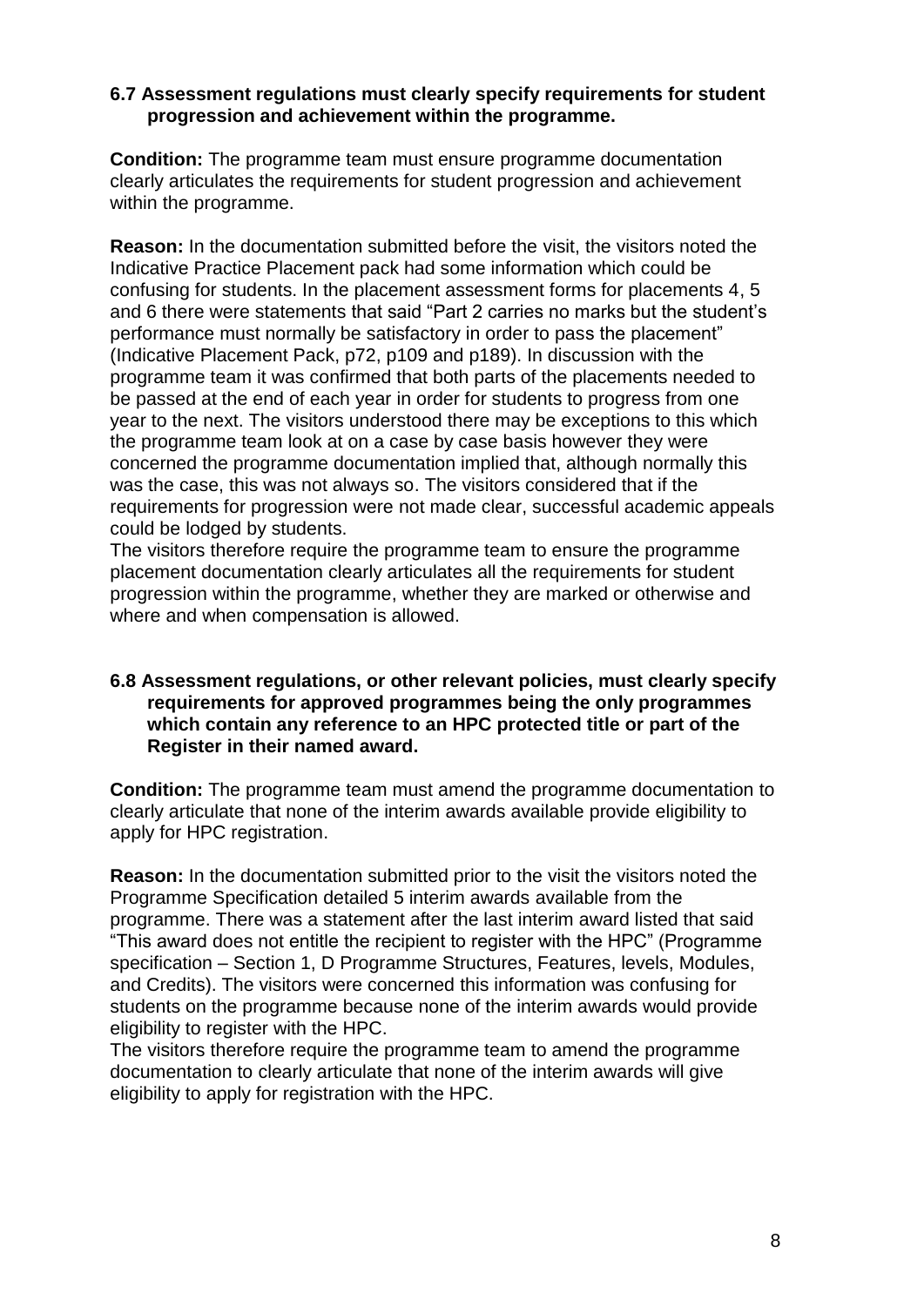**6.7 Assessment regulations must clearly specify requirements for student progression and achievement within the programme.**

**Condition:** The programme team must ensure programme documentation clearly articulates the requirements for student progression and achievement within the programme.

**Reason:** In the documentation submitted before the visit, the visitors noted the Indicative Practice Placement pack had some information which could be confusing for students. In the placement assessment forms for placements 4, 5 and 6 there were statements that said "Part 2 carries no marks but the student's performance must normally be satisfactory in order to pass the placement" (Indicative Placement Pack, p72, p109 and p189). In discussion with the programme team it was confirmed that both parts of the placements needed to be passed at the end of each year in order for students to progress from one year to the next. The visitors understood there may be exceptions to this which the programme team look at on a case by case basis however they were concerned the programme documentation implied that, although normally this was the case, this was not always so. The visitors considered that if the requirements for progression were not made clear, successful academic appeals could be lodged by students.
The visitors therefore require the programme team to ensure the programme placement documentation clearly articulates all the requirements for student progression within the programme, whether they are marked or otherwise and where and when compensation is allowed.

**6.8 Assessment regulations, or other relevant policies, must clearly specify requirements for approved programmes being the only programmes which contain any reference to an HPC protected title or part of the Register in their named award.**

**Condition:** The programme team must amend the programme documentation to clearly articulate that none of the interim awards available provide eligibility to apply for HPC registration.

**Reason:** In the documentation submitted prior to the visit the visitors noted the Programme Specification detailed 5 interim awards available from the programme. There was a statement after the last interim award listed that said "This award does not entitle the recipient to register with the HPC" (Programme specification – Section 1, D Programme Structures, Features, levels, Modules, and Credits). The visitors were concerned this information was confusing for students on the programme because none of the interim awards would provide eligibility to register with the HPC.
The visitors therefore require the programme team to amend the programme documentation to clearly articulate that none of the interim awards will give eligibility to apply for registration with the HPC.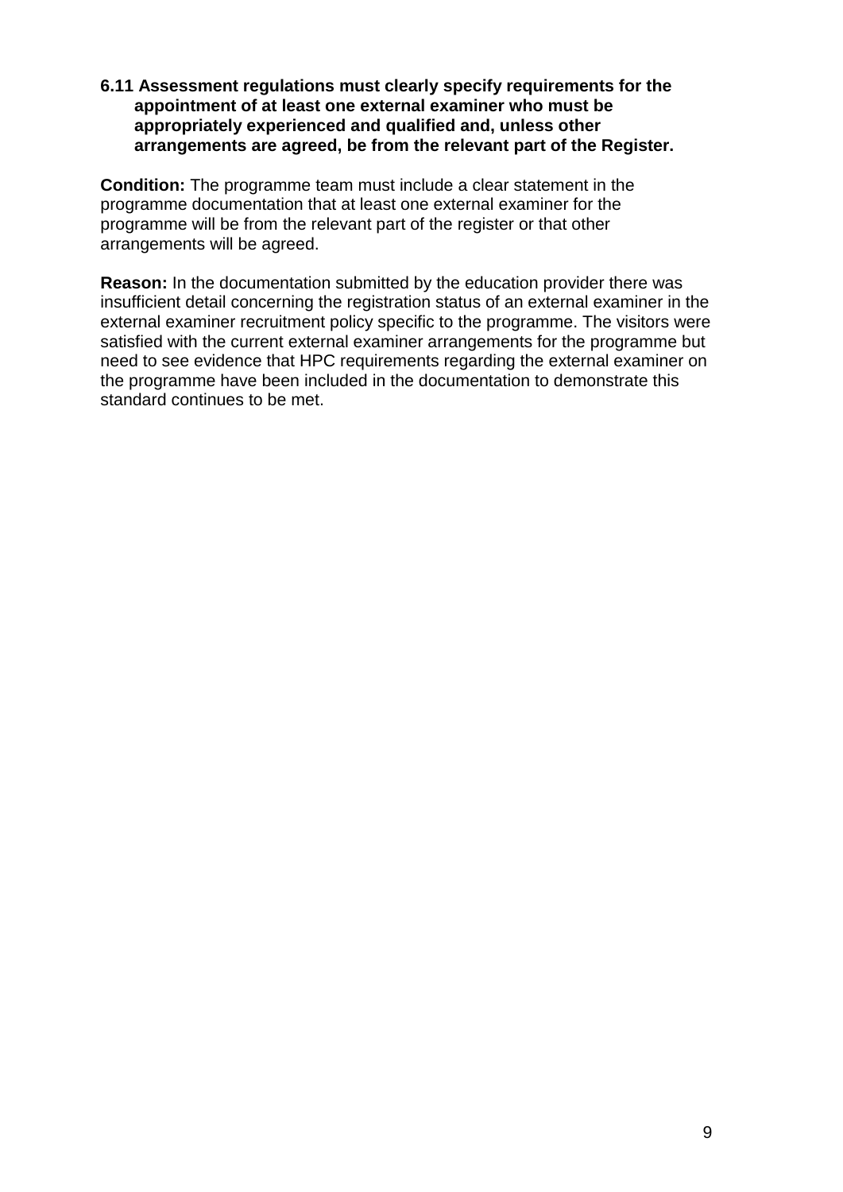**6.11 Assessment regulations must clearly specify requirements for the appointment of at least one external examiner who must be appropriately experienced and qualified and, unless other arrangements are agreed, be from the relevant part of the Register.**

**Condition:** The programme team must include a clear statement in the programme documentation that at least one external examiner for the programme will be from the relevant part of the register or that other arrangements will be agreed.

**Reason:** In the documentation submitted by the education provider there was insufficient detail concerning the registration status of an external examiner in the external examiner recruitment policy specific to the programme. The visitors were satisfied with the current external examiner arrangements for the programme but need to see evidence that HPC requirements regarding the external examiner on the programme have been included in the documentation to demonstrate this standard continues to be met.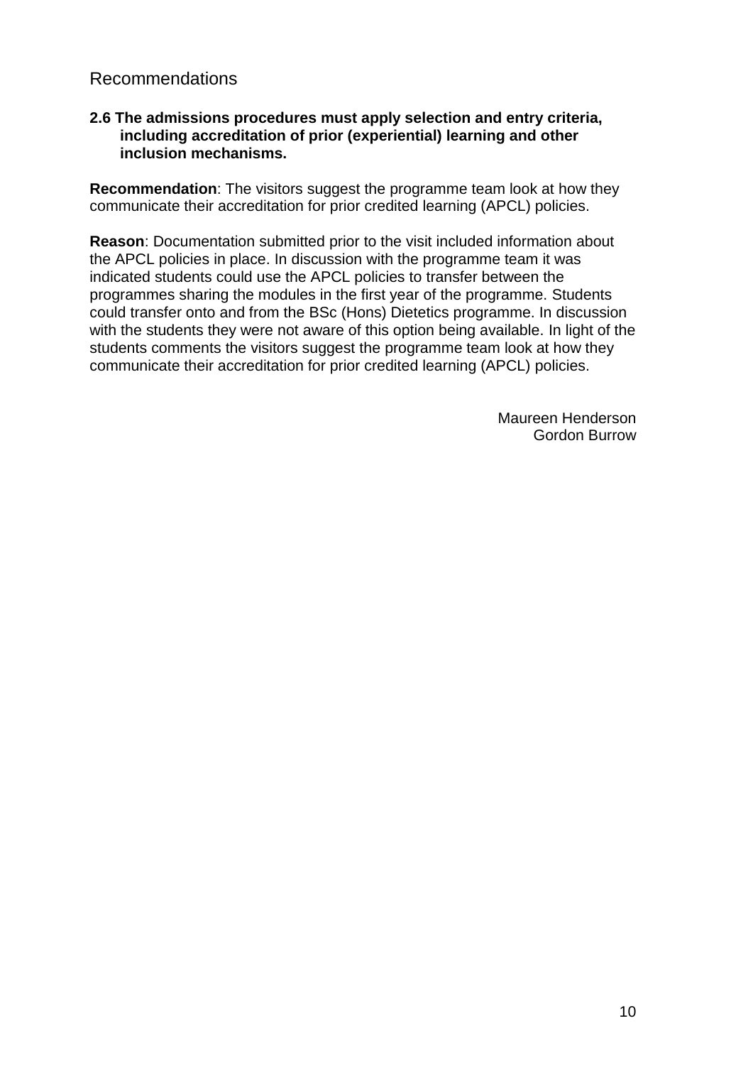## Recommendations

**2.6 The admissions procedures must apply selection and entry criteria, including accreditation of prior (experiential) learning and other inclusion mechanisms.**

**Recommendation**: The visitors suggest the programme team look at how they communicate their accreditation for prior credited learning (APCL) policies.

**Reason**: Documentation submitted prior to the visit included information about the APCL policies in place. In discussion with the programme team it was indicated students could use the APCL policies to transfer between the programmes sharing the modules in the first year of the programme. Students could transfer onto and from the BSc (Hons) Dietetics programme. In discussion with the students they were not aware of this option being available. In light of the students comments the visitors suggest the programme team look at how they communicate their accreditation for prior credited learning (APCL) policies.

Maureen Henderson
Gordon Burrow